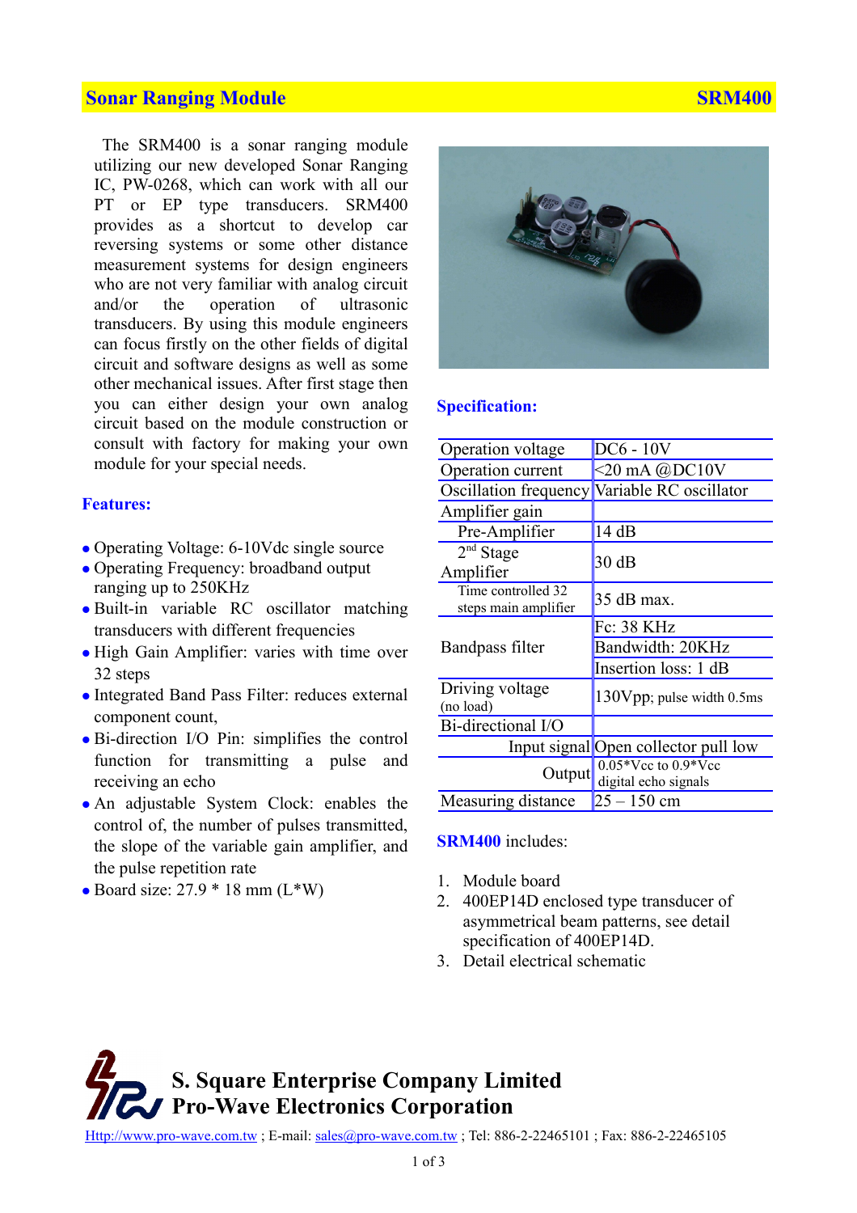# Sonar Ranging Module — SRM400

The SRM400 is a sonar ranging module utilizing our new developed Sonar Ranging IC, PW-0268, which can work with all our PT or EP type transducers. SRM400 provides as a shortcut to develop car reversing systems or some other distance measurement systems for design engineers who are not very familiar with analog circuit and/or the operation of ultrasonic transducers. By using this module engineers can focus firstly on the other fields of digital circuit and software designs as well as some other mechanical issues. After first stage then you can either design your own analog circuit based on the module construction or consult with factory for making your own module for your special needs.

## Features:

- Operating Voltage: 6-10Vdc single source
- Operating Frequency: broadband output ranging up to 250KHz
- Built-in variable RC oscillator matching transducers with different frequencies
- High Gain Amplifier: varies with time over 32 steps
- Integrated Band Pass Filter: reduces external component count,
- Bi-direction I/O Pin: simplifies the control function for transmitting a pulse and receiving an echo
- An adjustable System Clock: enables the control of, the number of pulses transmitted, the slope of the variable gain amplifier, and the pulse repetition rate
- Board size: 27.9 * 18 mm (L*W)

## Specification:

| | |
|---|---|
| Operation voltage | DC6 - 10V |
| Operation current | <20 mA @DC10V |
| Oscillation frequency | Variable RC oscillator |
| Amplifier gain | |
| Pre-Amplifier | 14 dB |
| 2nd Stage Amplifier | 30 dB |
| Time controlled 32 steps main amplifier | 35 dB max. |
| Bandpass filter | Fc: 38 KHz |
| | Bandwidth: 20KHz |
| | Insertion loss: 1 dB |
| Driving voltage (no load) | 130Vpp; pulse width 0.5ms |
| Bi-directional I/O | |
| Input signal | Open collector pull low |
| Output | 0.05*Vcc to 0.9*Vcc digital echo signals |
| Measuring distance | 25 – 150 cm |

**SRM400** includes:

1. Module board
2. 400EP14D enclosed type transducer of asymmetrical beam patterns, see detail specification of 400EP14D.
3. Detail electrical schematic

**S. Square Enterprise Company Limited**
**Pro-Wave Electronics Corporation**

Http://www.pro-wave.com.tw ; E-mail: sales@pro-wave.com.tw ; Tel: 886-2-22465101 ; Fax: 886-2-22465105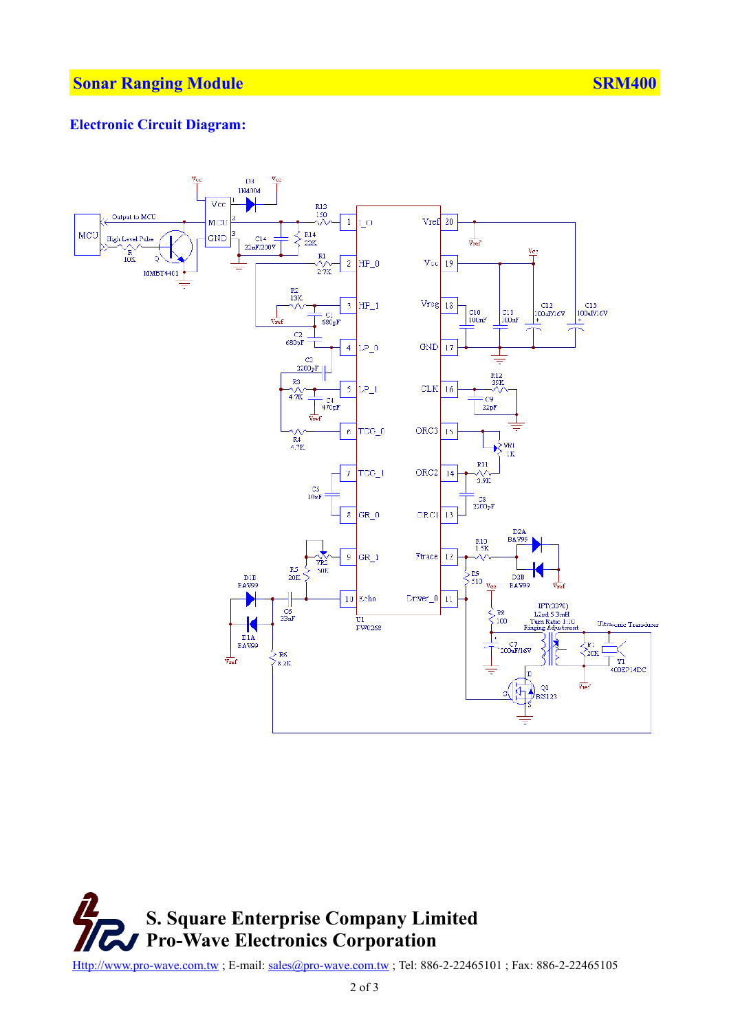# Sonar Ranging Module SRM400

## Electronic Circuit Diagram:

**S. Square Enterprise Company Limited**
**Pro-Wave Electronics Corporation**

Http://www.pro-wave.com.tw ; E-mail: sales@pro-wave.com.tw ; Tel: 886-2-22465101 ; Fax: 886-2-22465105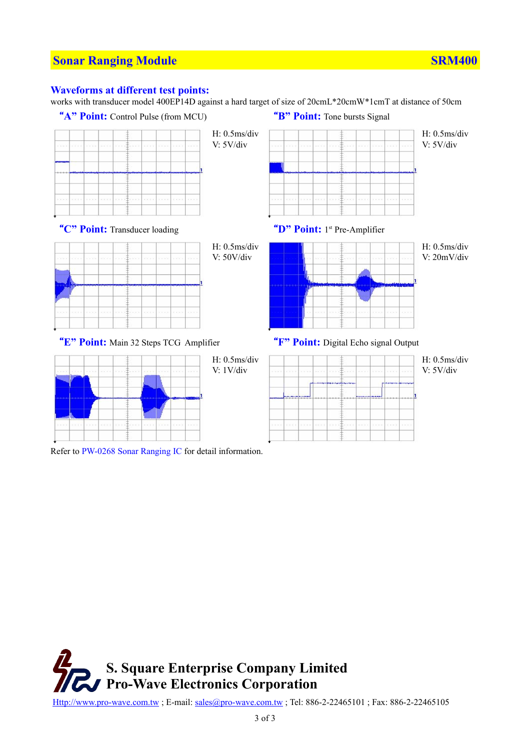## Sonar Ranging Module — SRM400

### Waveforms at different test points:

works with transducer model 400EP14D against a hard target of size of 20cmL*20cmW*1cmT at distance of 50cm

**"A" Point:** Control Pulse (from MCU)

H: 0.5ms/div
V: 5V/div

**"B" Point:** Tone bursts Signal

H: 0.5ms/div
V: 5V/div

**"C" Point:** Transducer loading

H: 0.5ms/div
V: 50V/div

**"D" Point:** 1[st] Pre-Amplifier

H: 0.5ms/div
V: 20mV/div

**"E" Point:** Main 32 Steps TCG Amplifier

H: 0.5ms/div
V: 1V/div

**"F" Point:** Digital Echo signal Output

H: 0.5ms/div
V: 5V/div

Refer to PW-0268 Sonar Ranging IC for detail information.

**S. Square Enterprise Company Limited**
**Pro-Wave Electronics Corporation**

Http://www.pro-wave.com.tw ; E-mail: sales@pro-wave.com.tw ; Tel: 886-2-22465101 ; Fax: 886-2-22465105